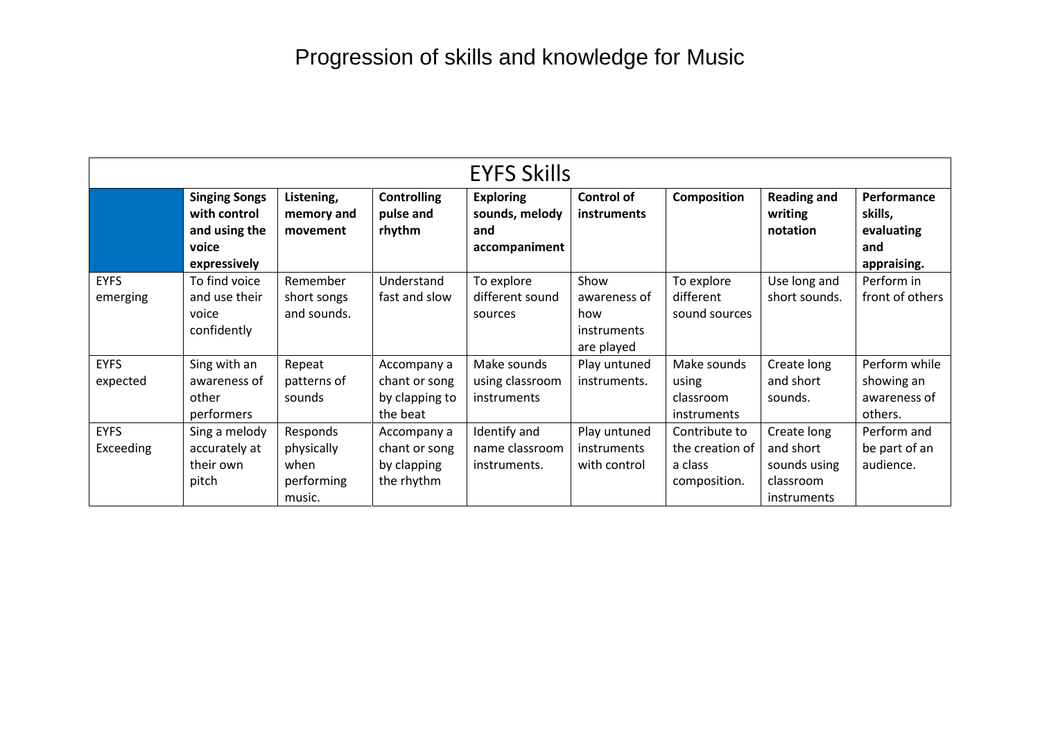# Progression of skills and knowledge for Music

| EYFS Skills | | | | | | | | |
|---|---|---|---|---|---|---|---|---|
| | **Singing Songs with control and using the voice expressively** | **Listening, memory and movement** | **Controlling pulse and rhythm** | **Exploring sounds, melody and accompaniment** | **Control of instruments** | **Composition** | **Reading and writing notation** | **Performance skills, evaluating and appraising.** |
| EYFS emerging | To find voice and use their voice confidently | Remember short songs and sounds. | Understand fast and slow | To explore different sound sources | Show awareness of how instruments are played | To explore different sound sources | Use long and short sounds. | Perform in front of others |
| EYFS expected | Sing with an awareness of other performers | Repeat patterns of sounds | Accompany a chant or song by clapping to the beat | Make sounds using classroom instruments | Play untuned instruments. | Make sounds using classroom instruments | Create long and short sounds. | Perform while showing an awareness of others. |
| EYFS Exceeding | Sing a melody accurately at their own pitch | Responds physically when performing music. | Accompany a chant or song by clapping the rhythm | Identify and name classroom instruments. | Play untuned instruments with control | Contribute to the creation of a class composition. | Create long and short sounds using classroom instruments | Perform and be part of an audience. |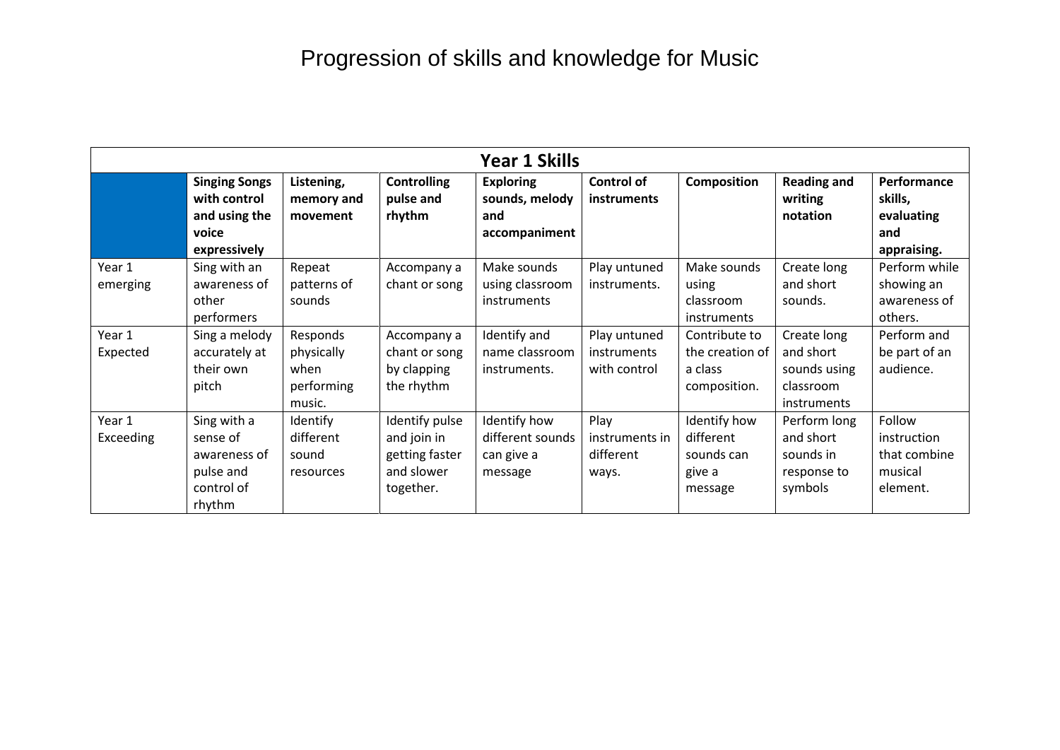# Progression of skills and knowledge for Music

| Year 1 Skills | | | | | | | | |
|---|---|---|---|---|---|---|---|---|
| | **Singing Songs with control and using the voice expressively** | **Listening, memory and movement** | **Controlling pulse and rhythm** | **Exploring sounds, melody and accompaniment** | **Control of instruments** | **Composition** | **Reading and writing notation** | **Performance skills, evaluating and appraising.** |
| Year 1 emerging | Sing with an awareness of other performers | Repeat patterns of sounds | Accompany a chant or song | Make sounds using classroom instruments | Play untuned instruments. | Make sounds using classroom instruments | Create long and short sounds. | Perform while showing an awareness of others. |
| Year 1 Expected | Sing a melody accurately at their own pitch | Responds physically when performing music. | Accompany a chant or song by clapping the rhythm | Identify and name classroom instruments. | Play untuned instruments with control | Contribute to the creation of a class composition. | Create long and short sounds using classroom instruments | Perform and be part of an audience. |
| Year 1 Exceeding | Sing with a sense of awareness of pulse and control of rhythm | Identify different sound resources | Identify pulse and join in getting faster and slower together. | Identify how different sounds can give a message | Play instruments in different ways. | Identify how different sounds can give a message | Perform long and short sounds in response to symbols | Follow instruction that combine musical element. |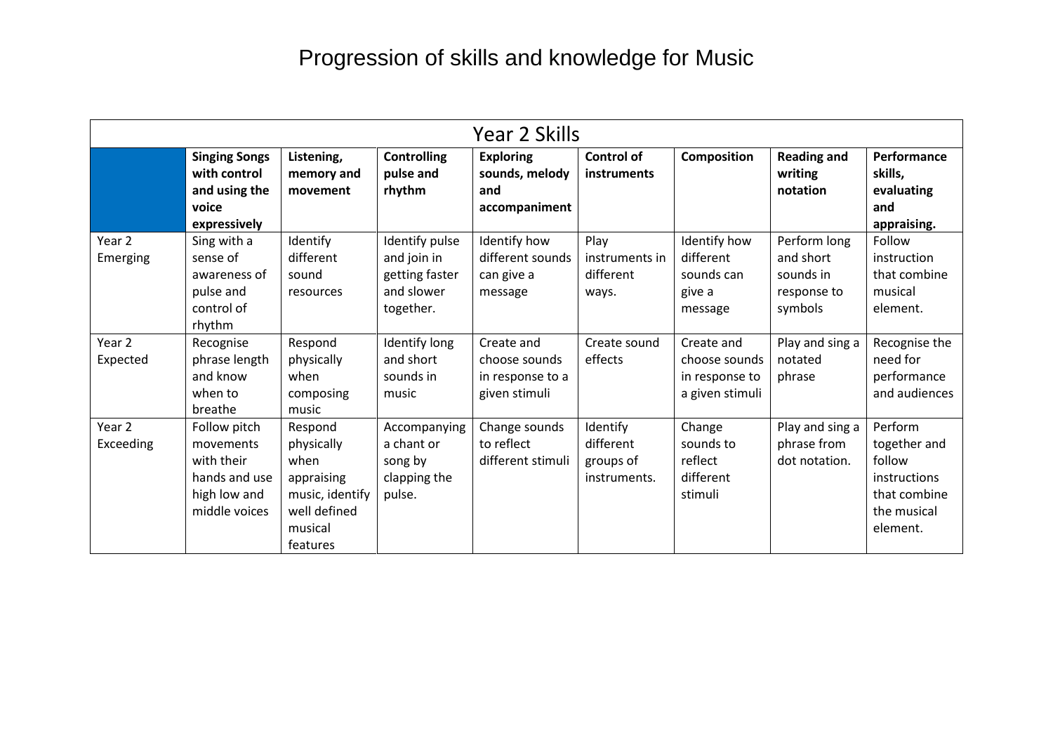# Progression of skills and knowledge for Music

| Year 2 Skills | | | | | | | | |
|---|---|---|---|---|---|---|---|---|
| | **Singing Songs with control and using the voice expressively** | **Listening, memory and movement** | **Controlling pulse and rhythm** | **Exploring sounds, melody and accompaniment** | **Control of instruments** | **Composition** | **Reading and writing notation** | **Performance skills, evaluating and appraising.** |
| Year 2 Emerging | Sing with a sense of awareness of pulse and control of rhythm | Identify different sound resources | Identify pulse and join in getting faster and slower together. | Identify how different sounds can give a message | Play instruments in different ways. | Identify how different sounds can give a message | Perform long and short sounds in response to symbols | Follow instruction that combine musical element. |
| Year 2 Expected | Recognise phrase length and know when to breathe | Respond physically when composing music | Identify long and short sounds in music | Create and choose sounds in response to a given stimuli | Create sound effects | Create and choose sounds in response to a given stimuli | Play and sing a notated phrase | Recognise the need for performance and audiences |
| Year 2 Exceeding | Follow pitch movements with their hands and use high low and middle voices | Respond physically when appraising music, identify well defined musical features | Accompanying a chant or song by clapping the pulse. | Change sounds to reflect different stimuli | Identify different groups of instruments. | Change sounds to reflect different stimuli | Play and sing a phrase from dot notation. | Perform together and follow instructions that combine the musical element. |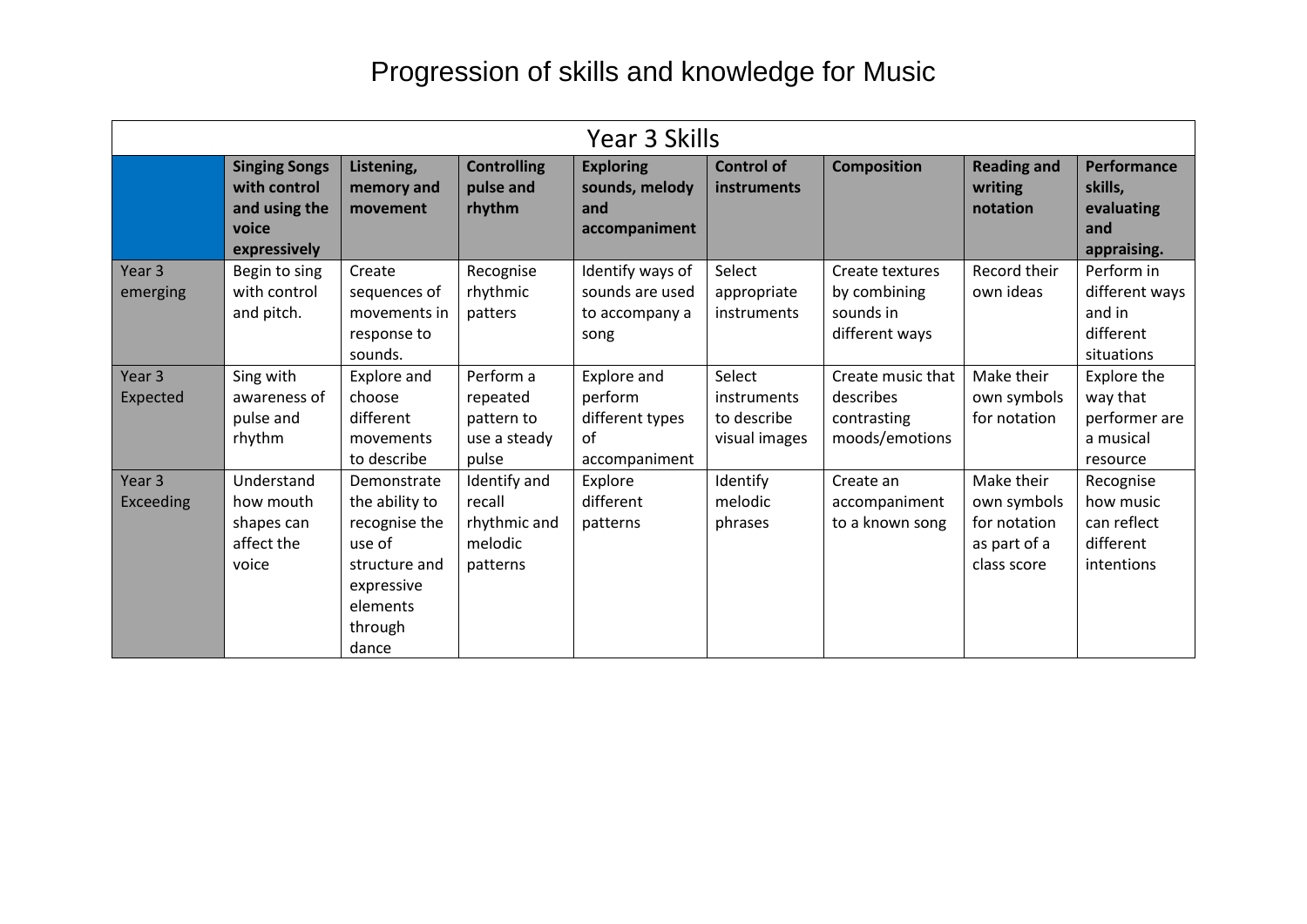# Progression of skills and knowledge for Music

| Year 3 Skills | | | | | | | | |
|---|---|---|---|---|---|---|---|---|
| | **Singing Songs with control and using the voice expressively** | **Listening, memory and movement** | **Controlling pulse and rhythm** | **Exploring sounds, melody and accompaniment** | **Control of instruments** | **Composition** | **Reading and writing notation** | **Performance skills, evaluating and appraising.** |
| Year 3 emerging | Begin to sing with control and pitch. | Create sequences of movements in response to sounds. | Recognise rhythmic patters | Identify ways of sounds are used to accompany a song | Select appropriate instruments | Create textures by combining sounds in different ways | Record their own ideas | Perform in different ways and in different situations |
| Year 3 Expected | Sing with awareness of pulse and rhythm | Explore and choose different movements to describe | Perform a repeated pattern to use a steady pulse | Explore and perform different types of accompaniment | Select instruments to describe visual images | Create music that describes contrasting moods/emotions | Make their own symbols for notation | Explore the way that performer are a musical resource |
| Year 3 Exceeding | Understand how mouth shapes can affect the voice | Demonstrate the ability to recognise the use of structure and expressive elements through dance | Identify and recall rhythmic and melodic patterns | Explore different patterns | Identify melodic phrases | Create an accompaniment to a known song | Make their own symbols for notation as part of a class score | Recognise how music can reflect different intentions |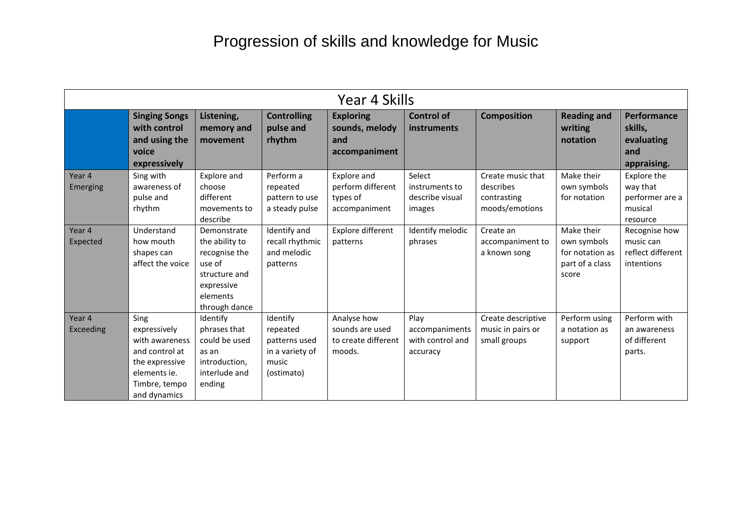# Progression of skills and knowledge for Music

| Year 4 Skills | | | | | | | | |
|---|---|---|---|---|---|---|---|---|
| | **Singing Songs with control and using the voice expressively** | **Listening, memory and movement** | **Controlling pulse and rhythm** | **Exploring sounds, melody and accompaniment** | **Control of instruments** | **Composition** | **Reading and writing notation** | **Performance skills, evaluating and appraising.** |
| Year 4 Emerging | Sing with awareness of pulse and rhythm | Explore and choose different movements to describe | Perform a repeated pattern to use a steady pulse | Explore and perform different types of accompaniment | Select instruments to describe visual images | Create music that describes contrasting moods/emotions | Make their own symbols for notation | Explore the way that performer are a musical resource |
| Year 4 Expected | Understand how mouth shapes can affect the voice | Demonstrate the ability to recognise the use of structure and expressive elements through dance | Identify and recall rhythmic and melodic patterns | Explore different patterns | Identify melodic phrases | Create an accompaniment to a known song | Make their own symbols for notation as part of a class score | Recognise how music can reflect different intentions |
| Year 4 Exceeding | Sing expressively with awareness and control at the expressive elements ie. Timbre, tempo and dynamics | Identify phrases that could be used as an introduction, interlude and ending | Identify repeated patterns used in a variety of music (ostimato) | Analyse how sounds are used to create different moods. | Play accompaniments with control and accuracy | Create descriptive music in pairs or small groups | Perform using a notation as support | Perform with an awareness of different parts. |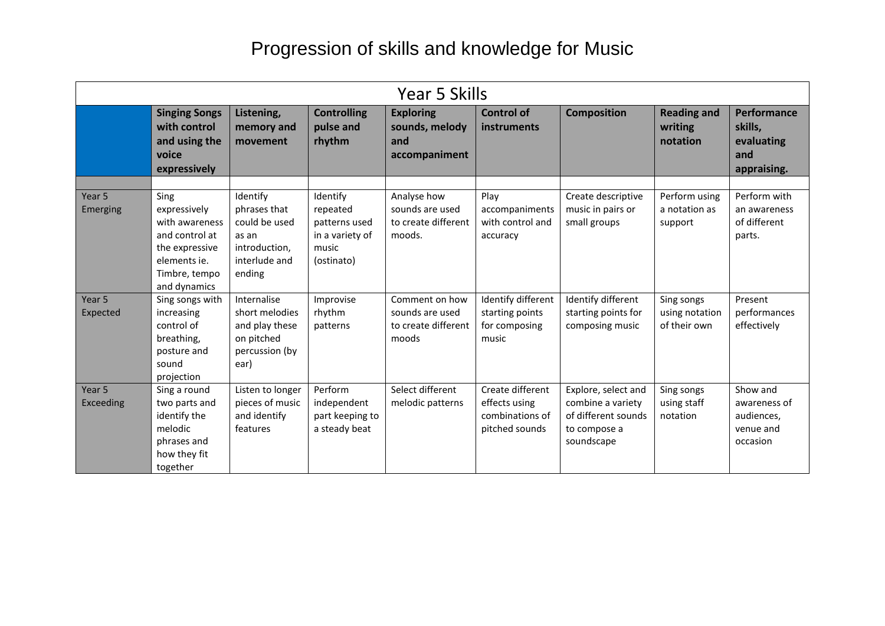# Progression of skills and knowledge for Music

| Year 5 Skills | | | | | | | | |
|---|---|---|---|---|---|---|---|---|
| | **Singing Songs with control and using the voice expressively** | **Listening, memory and movement** | **Controlling pulse and rhythm** | **Exploring sounds, melody and accompaniment** | **Control of instruments** | **Composition** | **Reading and writing notation** | **Performance skills, evaluating and appraising.** |
| | | | | | | | | |
| Year 5 Emerging | Sing expressively with awareness and control at the expressive elements ie. Timbre, tempo and dynamics | Identify phrases that could be used as an introduction, interlude and ending | Identify repeated patterns used in a variety of music (ostinato) | Analyse how sounds are used to create different moods. | Play accompaniments with control and accuracy | Create descriptive music in pairs or small groups | Perform using a notation as support | Perform with an awareness of different parts. |
| Year 5 Expected | Sing songs with increasing control of breathing, posture and sound projection | Internalise short melodies and play these on pitched percussion (by ear) | Improvise rhythm patterns | Comment on how sounds are used to create different moods | Identify different starting points for composing music | Identify different starting points for composing music | Sing songs using notation of their own | Present performances effectively |
| Year 5 Exceeding | Sing a round two parts and identify the melodic phrases and how they fit together | Listen to longer pieces of music and identify features | Perform independent part keeping to a steady beat | Select different melodic patterns | Create different effects using combinations of pitched sounds | Explore, select and combine a variety of different sounds to compose a soundscape | Sing songs using staff notation | Show and awareness of audiences, venue and occasion |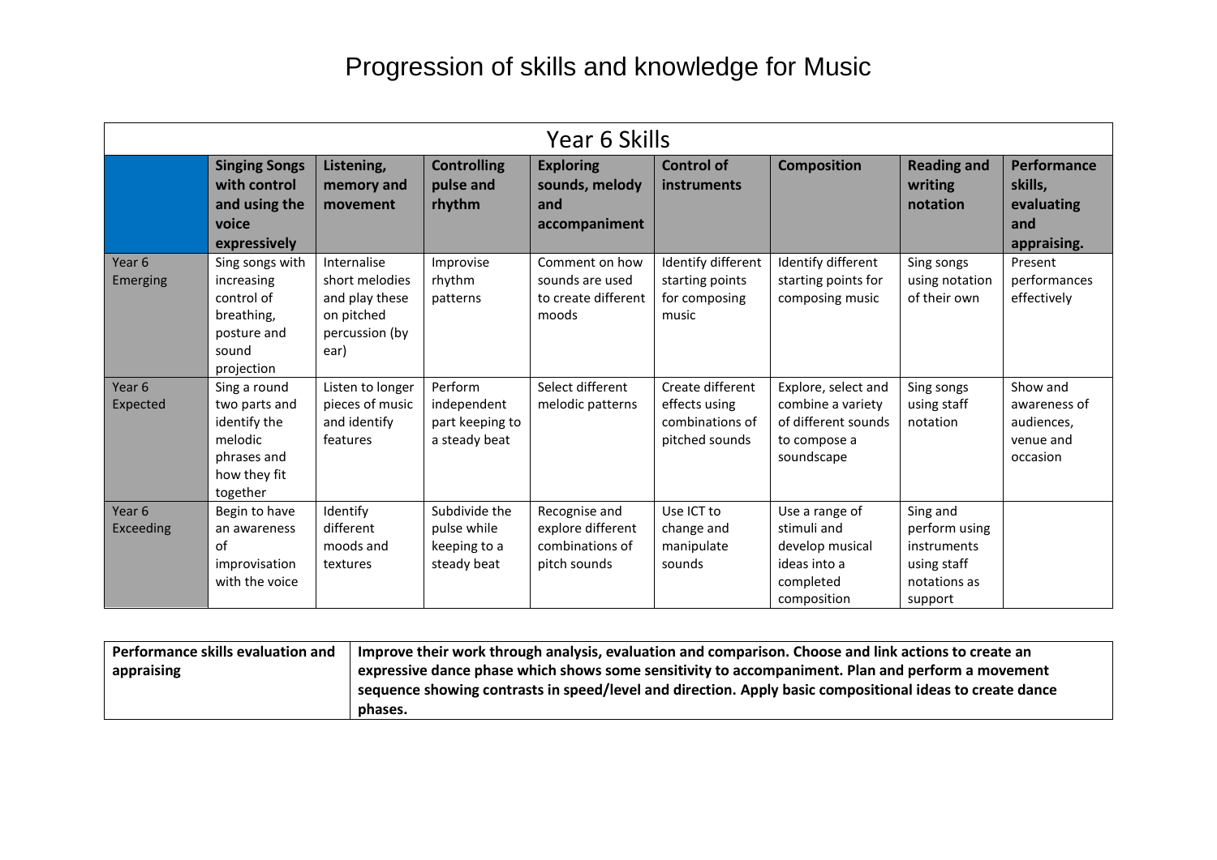# Progression of skills and knowledge for Music

| Year 6 Skills | | | | | | | | |
|---|---|---|---|---|---|---|---|---|
| | **Singing Songs with control and using the voice expressively** | **Listening, memory and movement** | **Controlling pulse and rhythm** | **Exploring sounds, melody and accompaniment** | **Control of instruments** | **Composition** | **Reading and writing notation** | **Performance skills, evaluating and appraising.** |
| Year 6 Emerging | Sing songs with increasing control of breathing, posture and sound projection | Internalise short melodies and play these on pitched percussion (by ear) | Improvise rhythm patterns | Comment on how sounds are used to create different moods | Identify different starting points for composing music | Identify different starting points for composing music | Sing songs using notation of their own | Present performances effectively |
| Year 6 Expected | Sing a round two parts and identify the melodic phrases and how they fit together | Listen to longer pieces of music and identify features | Perform independent part keeping to a steady beat | Select different melodic patterns | Create different effects using combinations of pitched sounds | Explore, select and combine a variety of different sounds to compose a soundscape | Sing songs using staff notation | Show and awareness of audiences, venue and occasion |
| Year 6 Exceeding | Begin to have an awareness of improvisation with the voice | Identify different moods and textures | Subdivide the pulse while keeping to a steady beat | Recognise and explore different combinations of pitch sounds | Use ICT to change and manipulate sounds | Use a range of stimuli and develop musical ideas into a completed composition | Sing and perform using instruments using staff notations as support | |

| | |
|---|---|
| **Performance skills evaluation and appraising** | **Improve their work through analysis, evaluation and comparison. Choose and link actions to create an expressive dance phase which shows some sensitivity to accompaniment. Plan and perform a movement sequence showing contrasts in speed/level and direction. Apply basic compositional ideas to create dance phases.** |